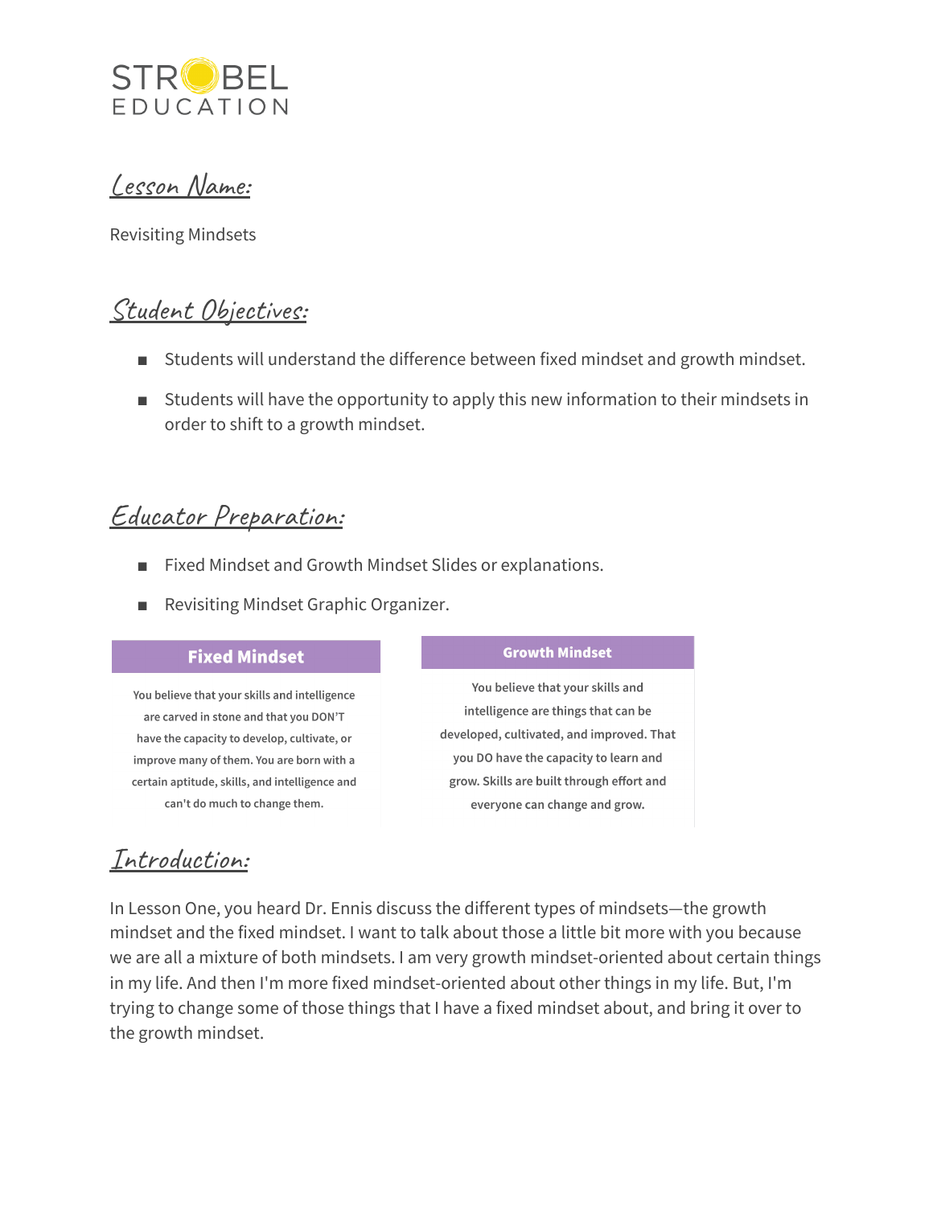STROBEL EDUCATION

## Lesson Name:

Revisiting Mindsets

## Student Objectives:

- Students will understand the difference between fixed mindset and growth mindset.
- Students will have the opportunity to apply this new information to their mindsets in order to shift to a growth mindset.

## Educator Preparation:

- Fixed Mindset and Growth Mindset Slides or explanations.
- Revisiting Mindset Graphic Organizer.

| Fixed Mindset | Growth Mindset |
|---|---|
| You believe that your skills and intelligence are carved in stone and that you DON'T have the capacity to develop, cultivate, or improve many of them. You are born with a certain aptitude, skills, and intelligence and can't do much to change them. | You believe that your skills and intelligence are things that can be developed, cultivated, and improved. That you DO have the capacity to learn and grow. Skills are built through effort and everyone can change and grow. |

## Introduction:

In Lesson One, you heard Dr. Ennis discuss the different types of mindsets—the growth mindset and the fixed mindset. I want to talk about those a little bit more with you because we are all a mixture of both mindsets. I am very growth mindset-oriented about certain things in my life. And then I'm more fixed mindset-oriented about other things in my life. But, I'm trying to change some of those things that I have a fixed mindset about, and bring it over to the growth mindset.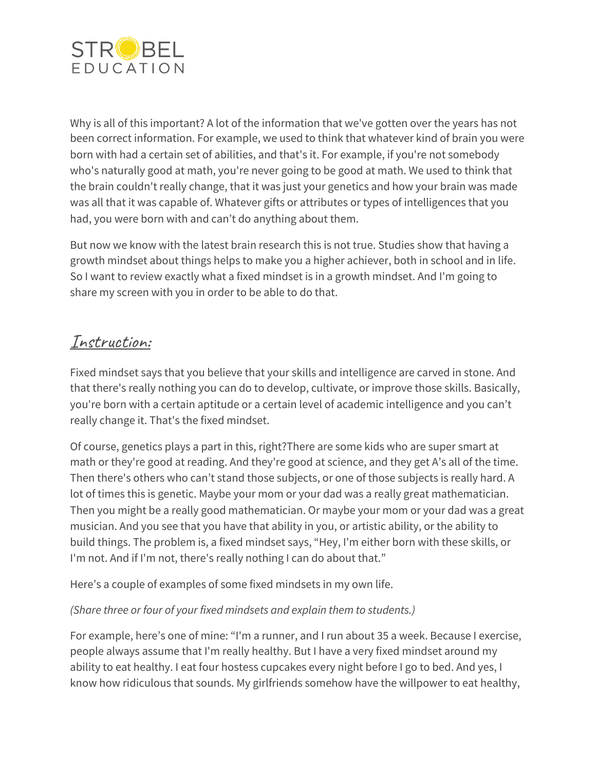Why is all of this important? A lot of the information that we've gotten over the years has not been correct information. For example, we used to think that whatever kind of brain you were born with had a certain set of abilities, and that's it. For example, if you're not somebody who's naturally good at math, you're never going to be good at math. We used to think that the brain couldn't really change, that it was just your genetics and how your brain was made was all that it was capable of. Whatever gifts or attributes or types of intelligences that you had, you were born with and can't do anything about them.

But now we know with the latest brain research this is not true. Studies show that having a growth mindset about things helps to make you a higher achiever, both in school and in life. So I want to review exactly what a fixed mindset is in a growth mindset. And I'm going to share my screen with you in order to be able to do that.

## *Instruction:*

Fixed mindset says that you believe that your skills and intelligence are carved in stone. And that there's really nothing you can do to develop, cultivate, or improve those skills. Basically, you're born with a certain aptitude or a certain level of academic intelligence and you can't really change it. That's the fixed mindset.

Of course, genetics plays a part in this, right?There are some kids who are super smart at math or they're good at reading. And they're good at science, and they get A's all of the time. Then there's others who can't stand those subjects, or one of those subjects is really hard. A lot of times this is genetic. Maybe your mom or your dad was a really great mathematician. Then you might be a really good mathematician. Or maybe your mom or your dad was a great musician. And you see that you have that ability in you, or artistic ability, or the ability to build things. The problem is, a fixed mindset says, "Hey, I'm either born with these skills, or I'm not. And if I'm not, there's really nothing I can do about that."

Here's a couple of examples of some fixed mindsets in my own life.

*(Share three or four of your fixed mindsets and explain them to students.)*

For example, here's one of mine: "I'm a runner, and I run about 35 a week. Because I exercise, people always assume that I'm really healthy. But I have a very fixed mindset around my ability to eat healthy. I eat four hostess cupcakes every night before I go to bed. And yes, I know how ridiculous that sounds. My girlfriends somehow have the willpower to eat healthy,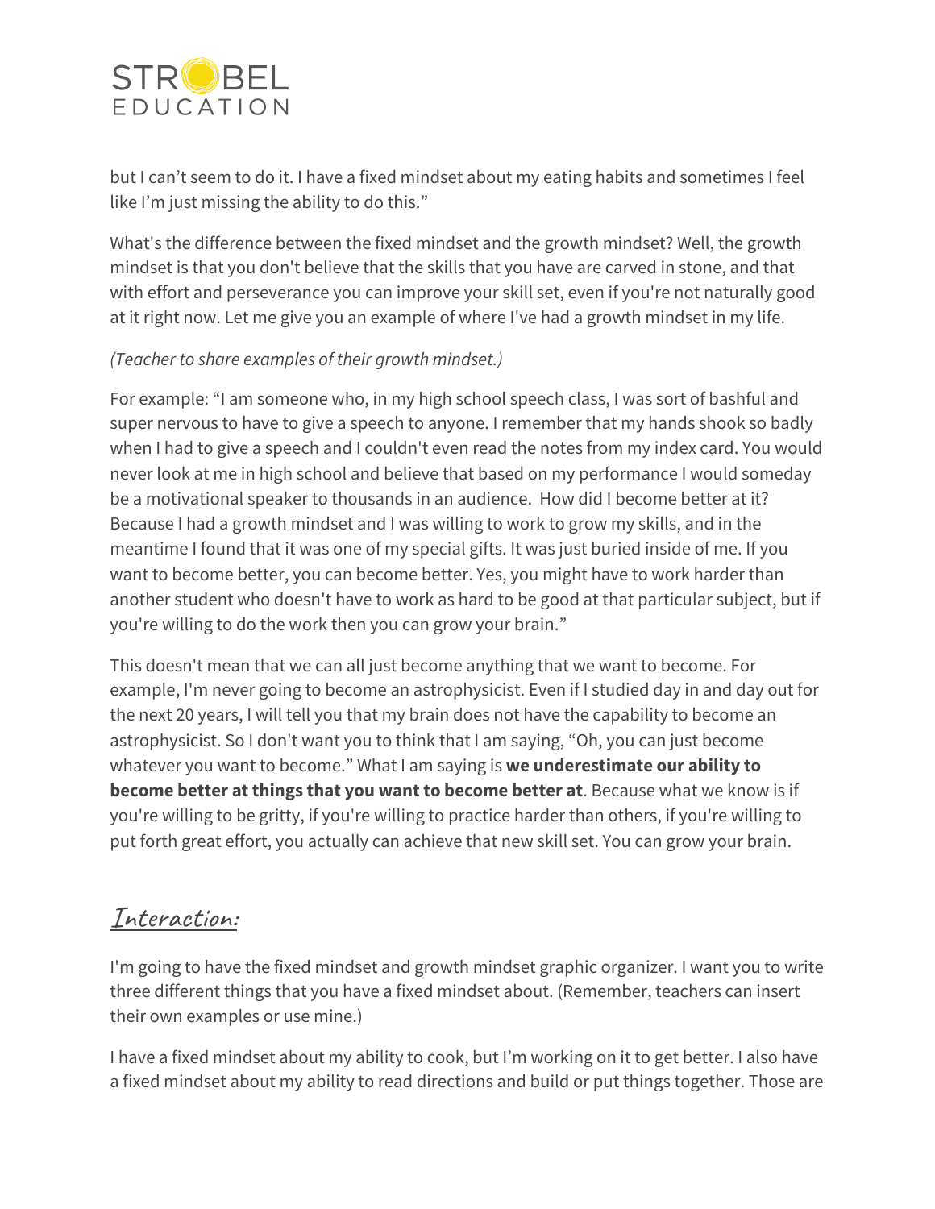but I can't seem to do it. I have a fixed mindset about my eating habits and sometimes I feel like I'm just missing the ability to do this."

What's the difference between the fixed mindset and the growth mindset? Well, the growth mindset is that you don't believe that the skills that you have are carved in stone, and that with effort and perseverance you can improve your skill set, even if you're not naturally good at it right now. Let me give you an example of where I've had a growth mindset in my life.

*(Teacher to share examples of their growth mindset.)*

For example: "I am someone who, in my high school speech class, I was sort of bashful and super nervous to have to give a speech to anyone. I remember that my hands shook so badly when I had to give a speech and I couldn't even read the notes from my index card. You would never look at me in high school and believe that based on my performance I would someday be a motivational speaker to thousands in an audience. How did I become better at it? Because I had a growth mindset and I was willing to work to grow my skills, and in the meantime I found that it was one of my special gifts. It was just buried inside of me. If you want to become better, you can become better. Yes, you might have to work harder than another student who doesn't have to work as hard to be good at that particular subject, but if you're willing to do the work then you can grow your brain."

This doesn't mean that we can all just become anything that we want to become. For example, I'm never going to become an astrophysicist. Even if I studied day in and day out for the next 20 years, I will tell you that my brain does not have the capability to become an astrophysicist. So I don't want you to think that I am saying, "Oh, you can just become whatever you want to become." What I am saying is **we underestimate our ability to become better at things that you want to become better at**. Because what we know is if you're willing to be gritty, if you're willing to practice harder than others, if you're willing to put forth great effort, you actually can achieve that new skill set. You can grow your brain.

## Interaction:

I'm going to have the fixed mindset and growth mindset graphic organizer. I want you to write three different things that you have a fixed mindset about. (Remember, teachers can insert their own examples or use mine.)

I have a fixed mindset about my ability to cook, but I'm working on it to get better. I also have a fixed mindset about my ability to read directions and build or put things together. Those are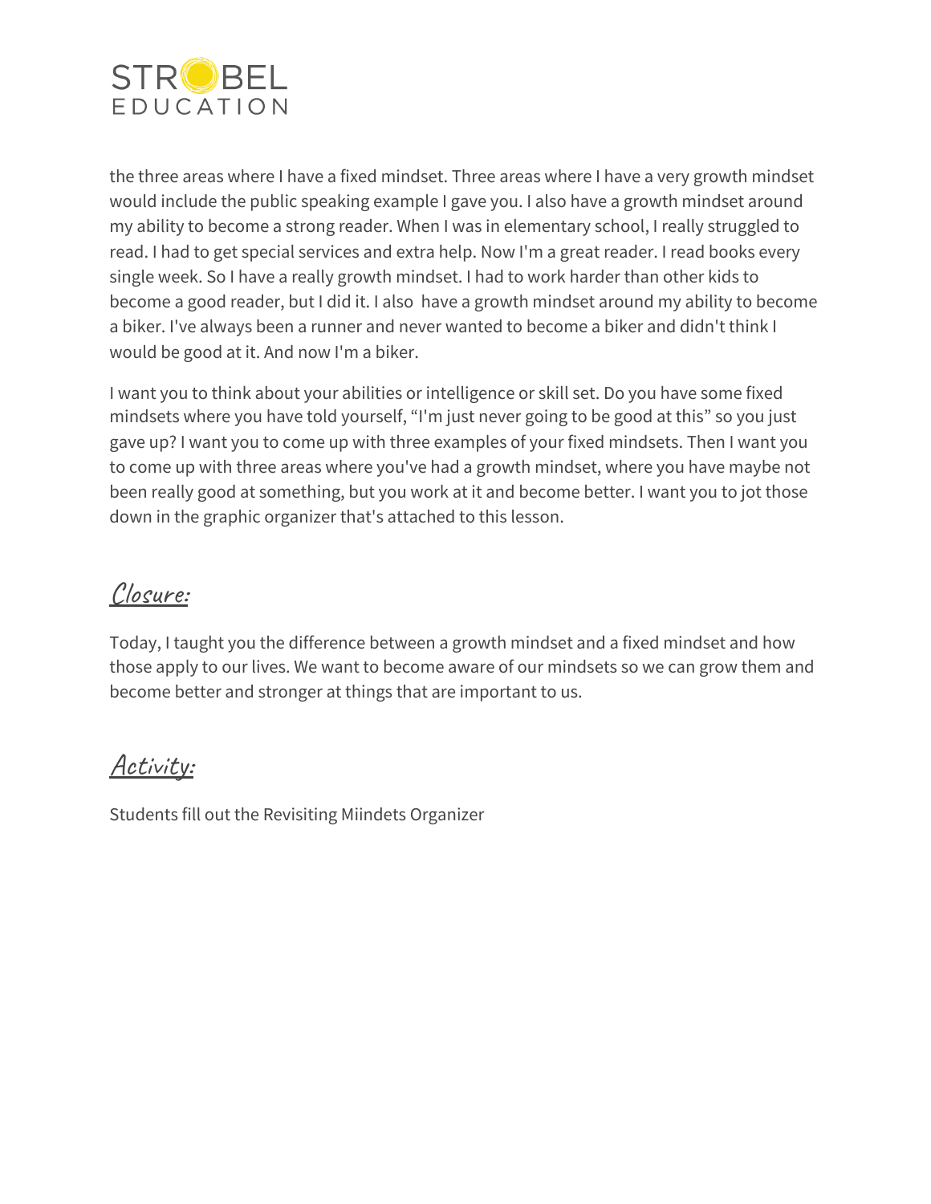the three areas where I have a fixed mindset. Three areas where I have a very growth mindset would include the public speaking example I gave you. I also have a growth mindset around my ability to become a strong reader. When I was in elementary school, I really struggled to read. I had to get special services and extra help. Now I'm a great reader. I read books every single week. So I have a really growth mindset. I had to work harder than other kids to become a good reader, but I did it. I also  have a growth mindset around my ability to become a biker. I've always been a runner and never wanted to become a biker and didn't think I would be good at it. And now I'm a biker.

I want you to think about your abilities or intelligence or skill set. Do you have some fixed mindsets where you have told yourself, “I'm just never going to be good at this” so you just gave up? I want you to come up with three examples of your fixed mindsets. Then I want you to come up with three areas where you've had a growth mindset, where you have maybe not been really good at something, but you work at it and become better. I want you to jot those down in the graphic organizer that's attached to this lesson.

## Closure:

Today, I taught you the difference between a growth mindset and a fixed mindset and how those apply to our lives. We want to become aware of our mindsets so we can grow them and become better and stronger at things that are important to us.

## Activity:

Students fill out the Revisiting Miindets Organizer